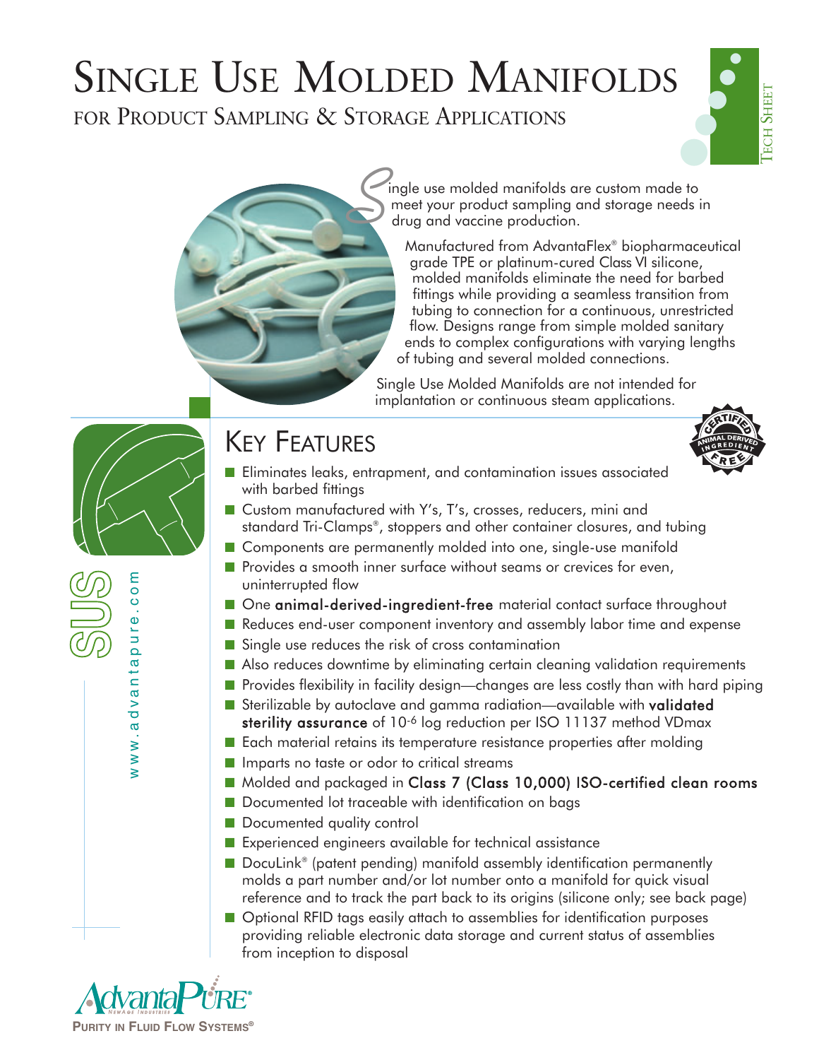# Single Use Molded Manifolds

## for Product Sampling & Storage Applications

Tech Sheet

Single use molded manifolds are custom made to meet your product sampling and storage needs in drug and vaccine production.

Manufactured from AdvantaFlex® biopharmaceutical grade TPE or platinum-cured Class VI silicone, molded manifolds eliminate the need for barbed fittings while providing a seamless transition from tubing to connection for a continuous, unrestricted flow. Designs range from simple molded sanitary ends to complex configurations with varying lengths of tubing and several molded connections.

Single Use Molded Manifolds are not intended for implantation or continuous steam applications.

SUS

www.advantapure.com

## Key Features

Certified Animal Derived Ingredient Free

- Eliminates leaks, entrapment, and contamination issues associated with barbed fittings
- Custom manufactured with Y's, T's, crosses, reducers, mini and standard Tri-Clamps®, stoppers and other container closures, and tubing
- Components are permanently molded into one, single-use manifold
- Provides a smooth inner surface without seams or crevices for even, uninterrupted flow
- One **animal-derived-ingredient-free** material contact surface throughout
- Reduces end-user component inventory and assembly labor time and expense
- Single use reduces the risk of cross contamination
- Also reduces downtime by eliminating certain cleaning validation requirements
- Provides flexibility in facility design—changes are less costly than with hard piping
- Sterilizable by autoclave and gamma radiation—available with **validated sterility assurance** of $10^{-6}$ log reduction per ISO 11137 method VDmax
- Each material retains its temperature resistance properties after molding
- Imparts no taste or odor to critical streams
- Molded and packaged in **Class 7 (Class 10,000) ISO-certified clean rooms**
- Documented lot traceable with identification on bags
- Documented quality control
- Experienced engineers available for technical assistance
- DocuLink® (patent pending) manifold assembly identification permanently molds a part number and/or lot number onto a manifold for quick visual reference and to track the part back to its origins (silicone only; see back page)
- Optional RFID tags easily attach to assemblies for identification purposes providing reliable electronic data storage and current status of assemblies from inception to disposal

AdvantaPure® NewAge Industries

Purity in Fluid Flow Systems®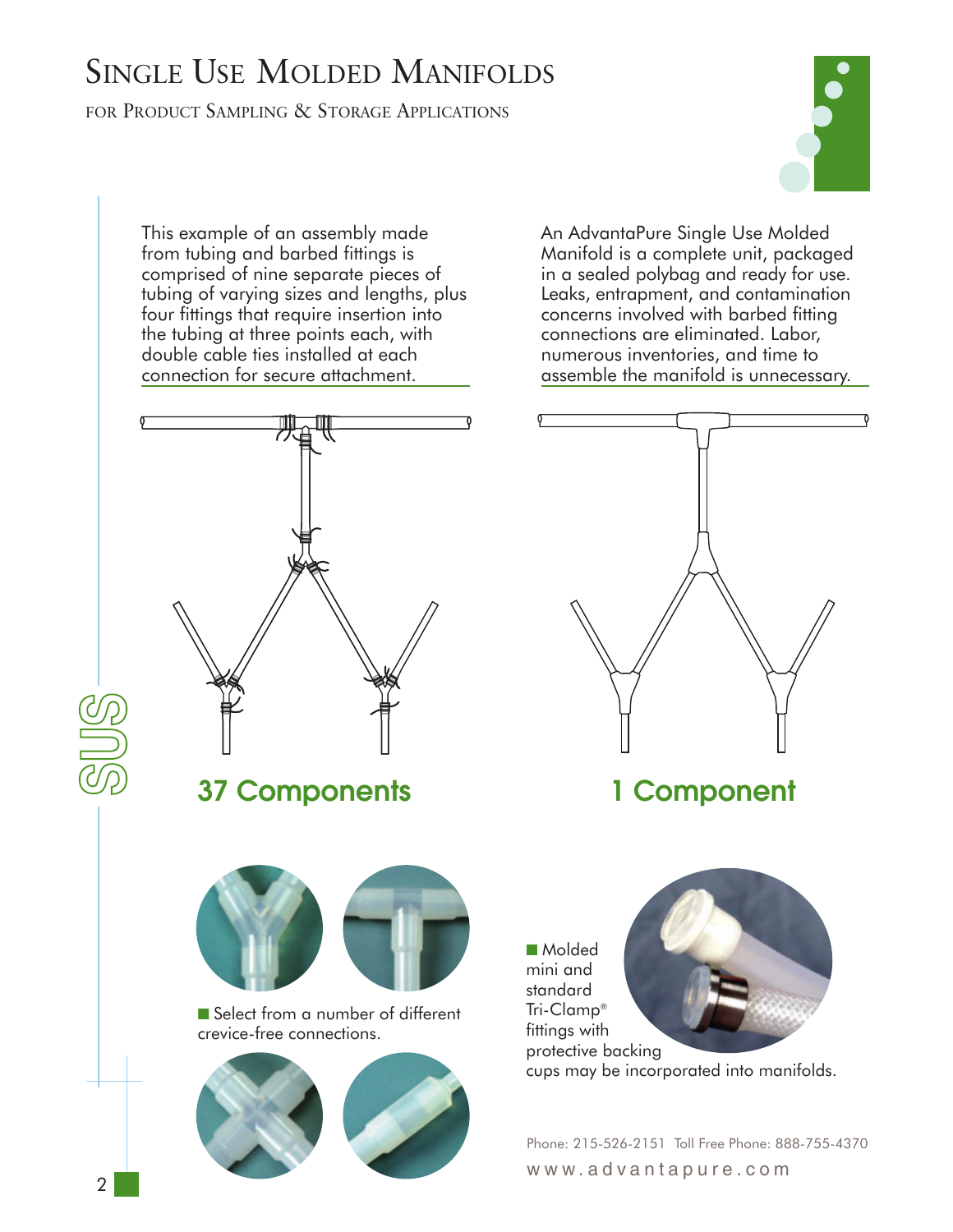# Single Use Molded Manifolds

for Product Sampling & Storage Applications

This example of an assembly made from tubing and barbed fittings is comprised of nine separate pieces of tubing of varying sizes and lengths, plus four fittings that require insertion into the tubing at three points each, with double cable ties installed at each connection for secure attachment.

**37 Components**

An AdvantaPure Single Use Molded Manifold is a complete unit, packaged in a sealed polybag and ready for use. Leaks, entrapment, and contamination concerns involved with barbed fitting connections are eliminated. Labor, numerous inventories, and time to assemble the manifold is unnecessary.

**1 Component**

- Select from a number of different crevice-free connections.

- Molded mini and standard Tri-Clamp® fittings with protective backing cups may be incorporated into manifolds.

SUS

Phone: 215-526-2151 Toll Free Phone: 888-755-4370

www.advantapure.com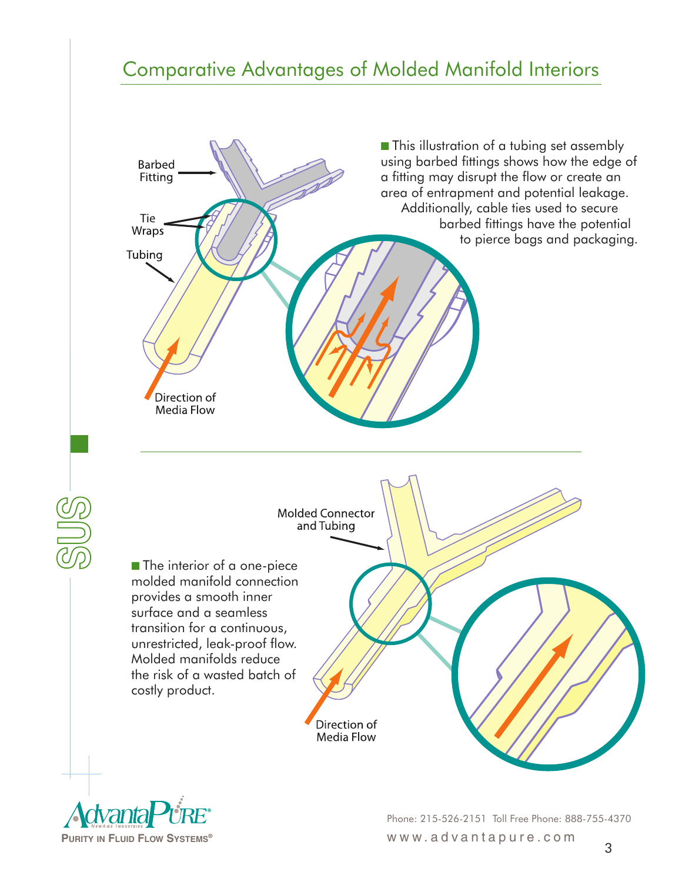# Comparative Advantages of Molded Manifold Interiors

Barbed Fitting

Tie Wraps

Tubing

Direction of Media Flow

This illustration of a tubing set assembly using barbed fittings shows how the edge of a fitting may disrupt the flow or create an area of entrapment and potential leakage. Additionally, cable ties used to secure barbed fittings have the potential to pierce bags and packaging.

Molded Connector and Tubing

The interior of a one-piece molded manifold connection provides a smooth inner surface and a seamless transition for a continuous, unrestricted, leak-proof flow. Molded manifolds reduce the risk of a wasted batch of costly product.

Direction of Media Flow

SUS

AdvantaPure® NewAge Industries

Purity in Fluid Flow Systems®

Phone: 215-526-2151 Toll Free Phone: 888-755-4370

www.advantapure.com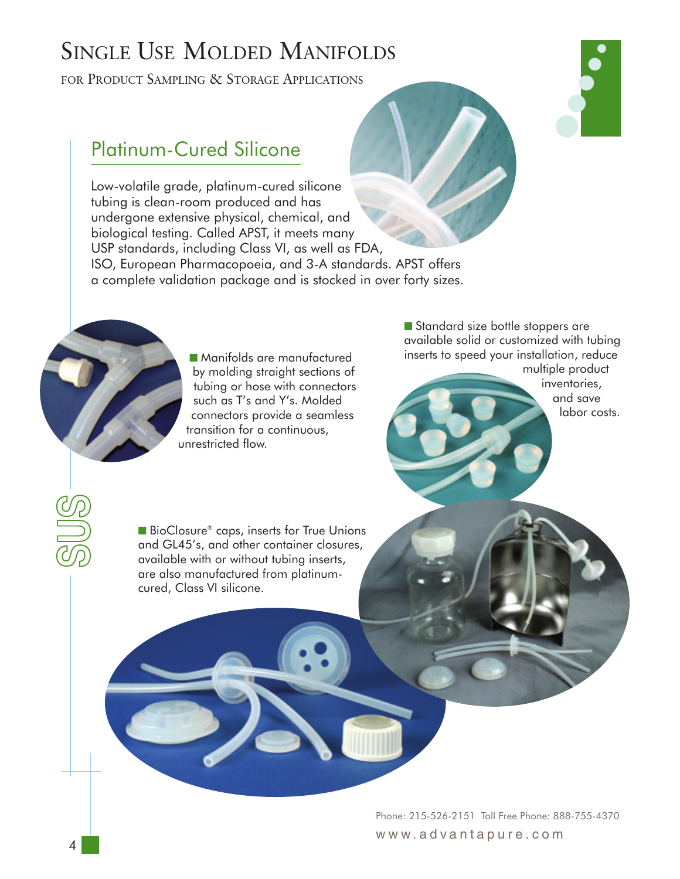# Single Use Molded Manifolds

for Product Sampling & Storage Applications

## Platinum-Cured Silicone

Low-volatile grade, platinum-cured silicone tubing is clean-room produced and has undergone extensive physical, chemical, and biological testing. Called APST, it meets many USP standards, including Class VI, as well as FDA, ISO, European Pharmacopoeia, and 3-A standards. APST offers a complete validation package and is stocked in over forty sizes.

- Manifolds are manufactured by molding straight sections of tubing or hose with connectors such as T's and Y's. Molded connectors provide a seamless transition for a continuous, unrestricted flow.

- Standard size bottle stoppers are available solid or customized with tubing inserts to speed your installation, reduce multiple product inventories, and save labor costs.

- BioClosure® caps, inserts for True Unions and GL45's, and other container closures, available with or without tubing inserts, are also manufactured from platinum-cured, Class VI silicone.

SUS

Phone: 215-526-2151 Toll Free Phone: 888-755-4370
www.advantapure.com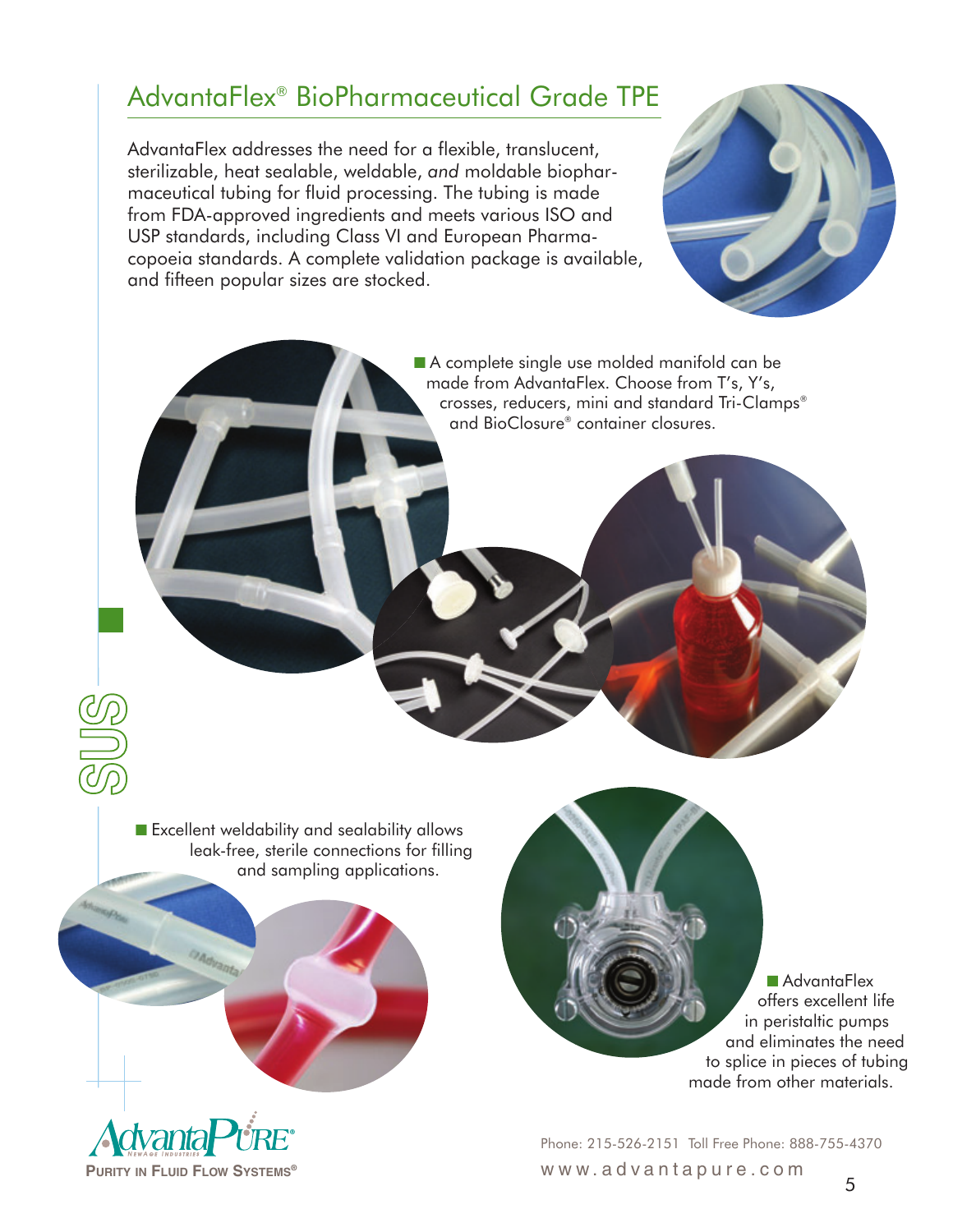## AdvantaFlex® BioPharmaceutical Grade TPE

AdvantaFlex addresses the need for a flexible, translucent, sterilizable, heat sealable, weldable, *and* moldable biopharmaceutical tubing for fluid processing. The tubing is made from FDA-approved ingredients and meets various ISO and USP standards, including Class VI and European Pharmacopoeia standards. A complete validation package is available, and fifteen popular sizes are stocked.

- A complete single use molded manifold can be made from AdvantaFlex. Choose from T's, Y's, crosses, reducers, mini and standard Tri-Clamps® and BioClosure® container closures.

SUS

- Excellent weldability and sealability allows leak-free, sterile connections for filling and sampling applications.

- AdvantaFlex offers excellent life in peristaltic pumps and eliminates the need to splice in pieces of tubing made from other materials.

AdvantaPure®
NewAge Industries
Purity in Fluid Flow Systems®

Phone: 215-526-2151 Toll Free Phone: 888-755-4370
www.advantapure.com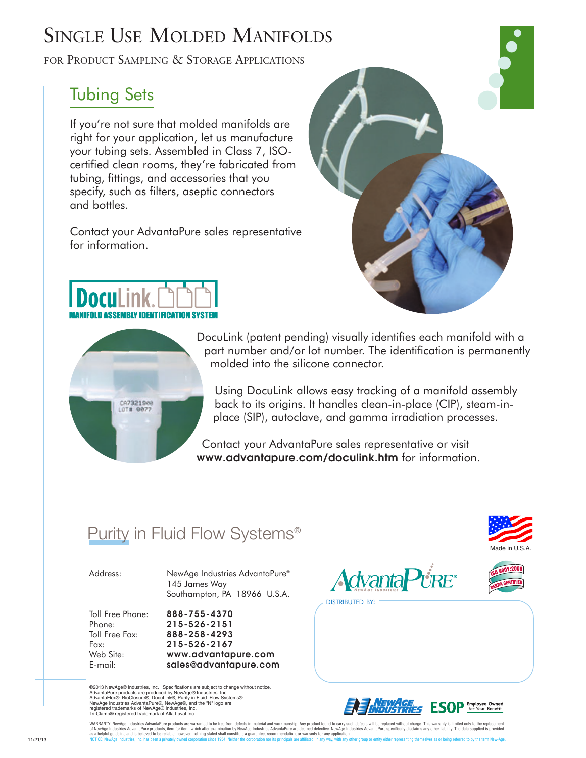# Single Use Molded Manifolds

for Product Sampling & Storage Applications

## Tubing Sets

If you're not sure that molded manifolds are right for your application, let us manufacture your tubing sets. Assembled in Class 7, ISO-certified clean rooms, they're fabricated from tubing, fittings, and accessories that you specify, such as filters, aseptic connectors and bottles.

Contact your AdvantaPure sales representative for information.

## DocuLink.

MANIFOLD ASSEMBLY IDENTIFICATION SYSTEM

DocuLink (patent pending) visually identifies each manifold with a part number and/or lot number. The identification is permanently molded into the silicone connector.

Using DocuLink allows easy tracking of a manifold assembly back to its origins. It handles clean-in-place (CIP), steam-in-place (SIP), autoclave, and gamma irradiation processes.

Contact your AdvantaPure sales representative or visit **www.advantapure.com/doculink.htm** for information.

Purity in Fluid Flow Systems®

Made in U.S.A.

| | |
|---|---|
| Address: | NewAge Industries AdvantaPure® 145 James Way Southampton, PA 18966 U.S.A. |
| Toll Free Phone: | **888-755-4370** |
| Phone: | **215-526-2151** |
| Toll Free Fax: | **888-258-4293** |
| Fax: | **215-526-2167** |
| Web Site: | **www.advantapure.com** |
| E-mail: | **sales@advantapure.com** |

AdvantaPURE® NEWAGE INDUSTRIES

ISO 9001:2008 DEKRA CERTIFIED

DISTRIBUTED BY:

©2013 NewAge® Industries, Inc. Specifications are subject to change without notice.
AdvantaPure products are produced by NewAge® Industries, Inc.
AdvantaFlex®, BioClosure®, DocuLink®, Purity in Fluid Flow Systems®,
NewAge Industries AdvantaPure®, NewAge®, and the "N" logo are
registered trademarks of NewAge® Industries, Inc.
Tri-Clamp® registered trademark of Alfa Laval Inc.

NEWAGE INDUSTRIES ESOP Employee Owned for Your Benefit

WARRANTY: NewAge Industries AdvantaPure products are warranted to be free from defects in material and workmanship. Any product found to carry such defects will be replaced without charge. This warranty is limited only to the replacement of NewAge Industries AdvantaPure products, item for item, which after examination by NewAge Industries AdvantaPure are deemed defective. NewAge Industries AdvantaPure specifically disclaims any other liability. The data supplied is provided as a helpful guideline and is believed to be reliable; however, nothing stated shall constitute a guarantee, recommendation, or warranty for any application.
NOTICE: NewAge Industries, Inc. has been a privately owned corporation since 1954. Neither the corporation nor its principals are affiliated, in any way, with any other group or entity either representing themselves as or being referred to by the term New-Age.

11/21/13